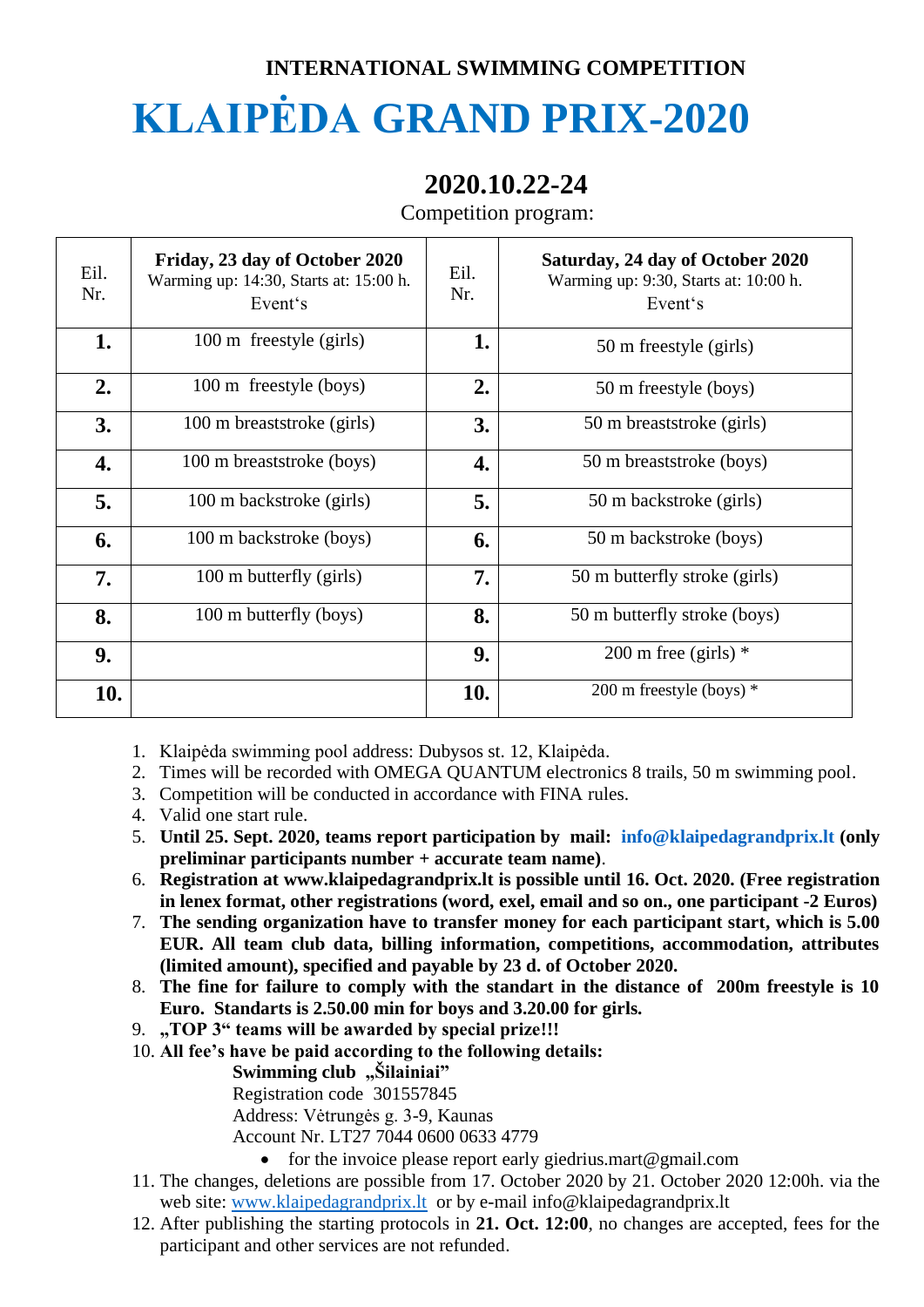### INTERNATIONAL SWIMMING COMPETITION

# KLAIPĖDA GRAND PRIX-2020

## 2020.10.22-24

Competition program:

| Eil. Nr. | **Friday, 23 day of October 2020** Warming up: 14:30, Starts at: 15:00 h. Event's | Eil. Nr. | **Saturday, 24 day of October 2020** Warming up: 9:30, Starts at: 10:00 h. Event's |
|---|---|---|---|
| **1.** | 100 m freestyle (girls) | **1.** | 50 m freestyle (girls) |
| **2.** | 100 m freestyle (boys) | **2.** | 50 m freestyle (boys) |
| **3.** | 100 m breaststroke (girls) | **3.** | 50 m breaststroke (girls) |
| **4.** | 100 m breaststroke (boys) | **4.** | 50 m breaststroke (boys) |
| **5.** | 100 m backstroke (girls) | **5.** | 50 m backstroke (girls) |
| **6.** | 100 m backstroke (boys) | **6.** | 50 m backstroke (boys) |
| **7.** | 100 m butterfly (girls) | **7.** | 50 m butterfly stroke (girls) |
| **8.** | 100 m butterfly (boys) | **8.** | 50 m butterfly stroke (boys) |
| **9.** | | **9.** | 200 m free (girls) * |
| **10.** | | **10.** | 200 m freestyle (boys) * |

1. Klaipėda swimming pool address: Dubysos st. 12, Klaipėda.
2. Times will be recorded with OMEGA QUANTUM electronics 8 trails, 50 m swimming pool.
3. Competition will be conducted in accordance with FINA rules.
4. Valid one start rule.
5. **Until 25. Sept. 2020, teams report participation by mail: info@klaipedagrandprix.lt (only preliminar participants number + accurate team name).**
6. **Registration at www.klaipedagrandprix.lt is possible until 16. Oct. 2020. (Free registration in lenex format, other registrations (word, exel, email and so on., one participant -2 Euros)**
7. **The sending organization have to transfer money for each participant start, which is 5.00 EUR. All team club data, billing information, competitions, accommodation, attributes (limited amount), specified and payable by 23 d. of October 2020.**
8. **The fine for failure to comply with the standart in the distance of 200m freestyle is 10 Euro. Standarts is 2.50.00 min for boys and 3.20.00 for girls.**
9. **„TOP 3" teams will be awarded by special prize!!!**
10. **All fee's have be paid according to the following details:**
    **Swimming club „Šilainiai"**
    Registration code 301557845
    Address: Vėtrungės g. 3-9, Kaunas
    Account Nr. LT27 7044 0600 0633 4779
    - for the invoice please report early giedrius.mart@gmail.com
11. The changes, deletions are possible from 17. October 2020 by 21. October 2020 12:00h. via the web site: www.klaipedagrandprix.lt or by e-mail info@klaipedagrandprix.lt
12. After publishing the starting protocols in **21. Oct. 12:00**, no changes are accepted, fees for the participant and other services are not refunded.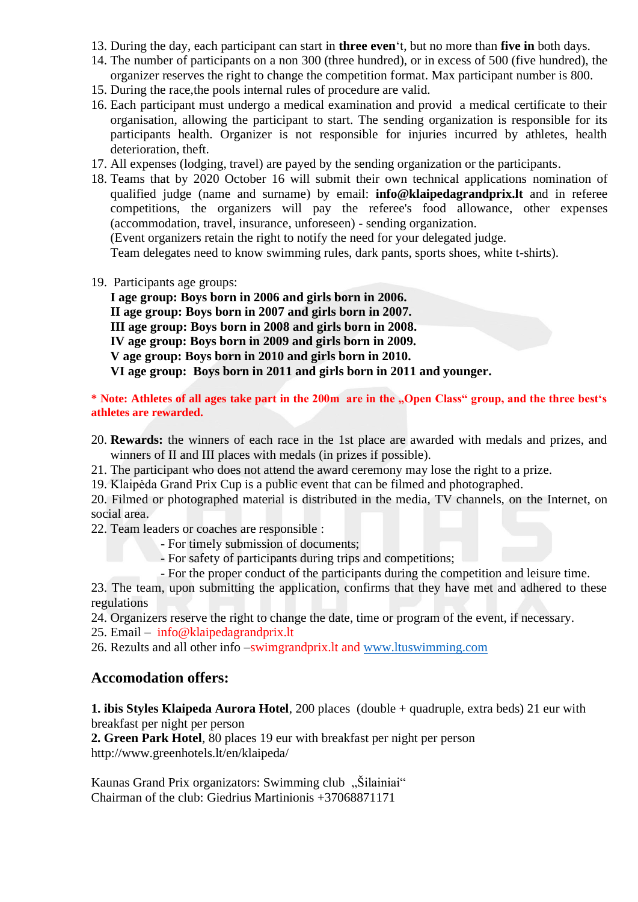13. During the day, each participant can start in **three even**'t, but no more than **five in** both days.
14. The number of participants on a non 300 (three hundred), or in excess of 500 (five hundred), the organizer reserves the right to change the competition format. Max participant number is 800.
15. During the race,the pools internal rules of procedure are valid.
16. Each participant must undergo a medical examination and provid a medical certificate to their organisation, allowing the participant to start. The sending organization is responsible for its participants health. Organizer is not responsible for injuries incurred by athletes, health deterioration, theft.
17. All expenses (lodging, travel) are payed by the sending organization or the participants.
18. Teams that by 2020 October 16 will submit their own technical applications nomination of qualified judge (name and surname) by email: **info@klaipedagrandprix.lt** and in referee competitions, the organizers will pay the referee's food allowance, other expenses (accommodation, travel, insurance, unforeseen) - sending organization.
    (Event organizers retain the right to notify the need for your delegated judge.
    Team delegates need to know swimming rules, dark pants, sports shoes, white t-shirts).

19. Participants age groups:
    **I age group: Boys born in 2006 and girls born in 2006.**
    **II age group: Boys born in 2007 and girls born in 2007.**
    **III age group: Boys born in 2008 and girls born in 2008.**
    **IV age group: Boys born in 2009 and girls born in 2009.**
    **V age group: Boys born in 2010 and girls born in 2010.**
    **VI age group: Boys born in 2011 and girls born in 2011 and younger.**

**\* Note: Athletes of all ages take part in the 200m are in the „Open Class" group, and the three best's athletes are rewarded.**

20. **Rewards:** the winners of each race in the 1st place are awarded with medals and prizes, and winners of II and III places with medals (in prizes if possible).
21. The participant who does not attend the award ceremony may lose the right to a prize.
19. Klaipėda Grand Prix Cup is a public event that can be filmed and photographed.
20. Filmed or photographed material is distributed in the media, TV channels, on the Internet, on social area.
22. Team leaders or coaches are responsible :
    - For timely submission of documents;
    - For safety of participants during trips and competitions;
    - For the proper conduct of the participants during the competition and leisure time.
23. The team, upon submitting the application, confirms that they have met and adhered to these regulations
24. Organizers reserve the right to change the date, time or program of the event, if necessary.
25. Email – info@klaipedagrandprix.lt
26. Rezults and all other info –swimgrandprix.lt and www.ltuswimming.com

## Accomodation offers:

**1. ibis Styles Klaipeda Aurora Hotel**, 200 places (double + quadruple, extra beds) 21 eur with breakfast per night per person
**2. Green Park Hotel**, 80 places 19 eur with breakfast per night per person
http://www.greenhotels.lt/en/klaipeda/

Kaunas Grand Prix organizators: Swimming club „Šilainiai"
Chairman of the club: Giedrius Martinionis +37068871171